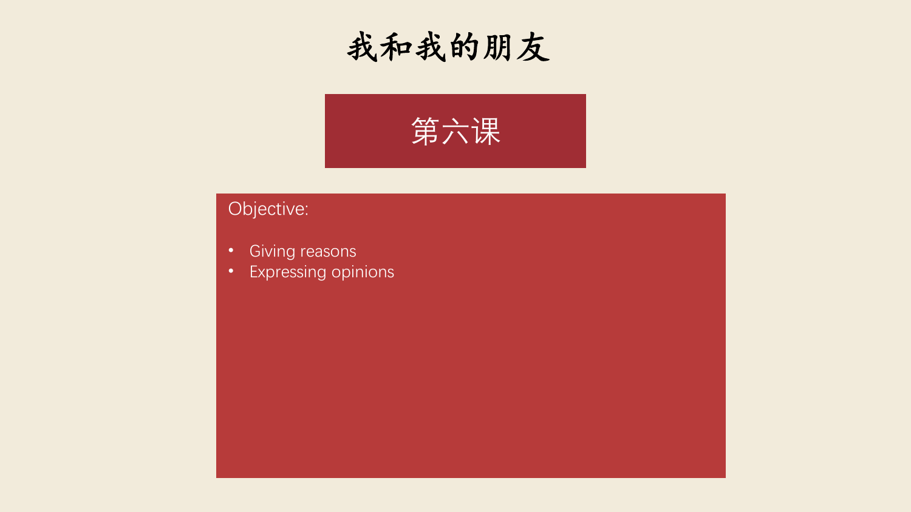# 我和我的朋友

## 第六课

Objective:

- Giving reasons
- Expressing opinions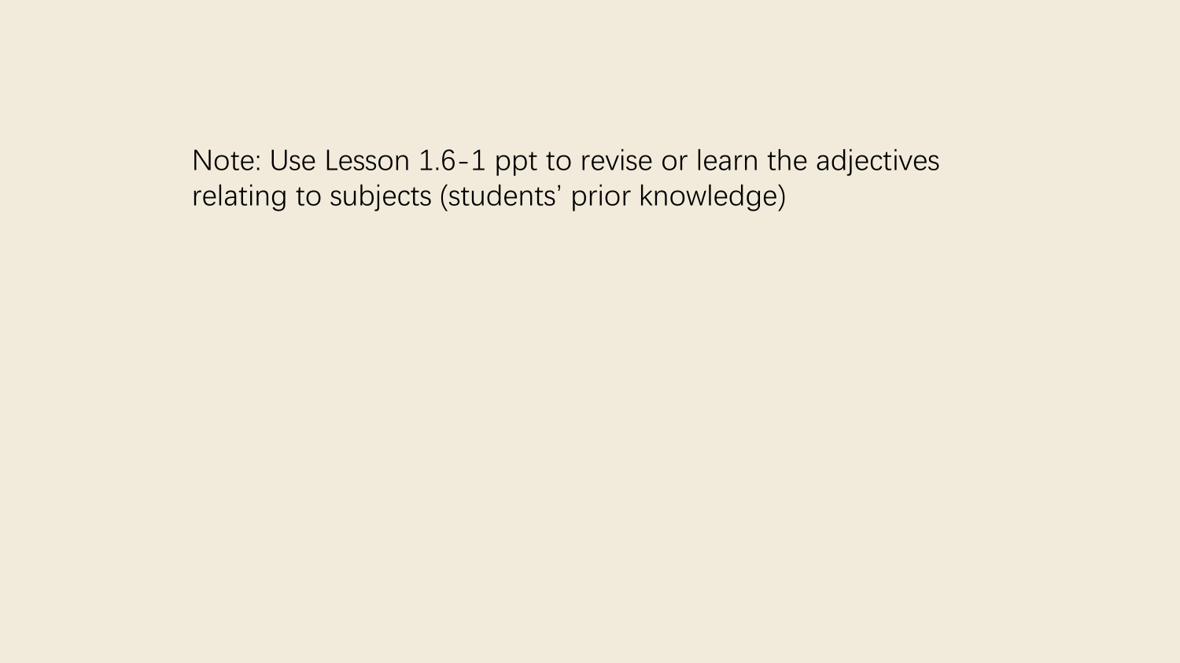Note: Use Lesson 1.6-1 ppt to revise or learn the adjectives relating to subjects (students' prior knowledge)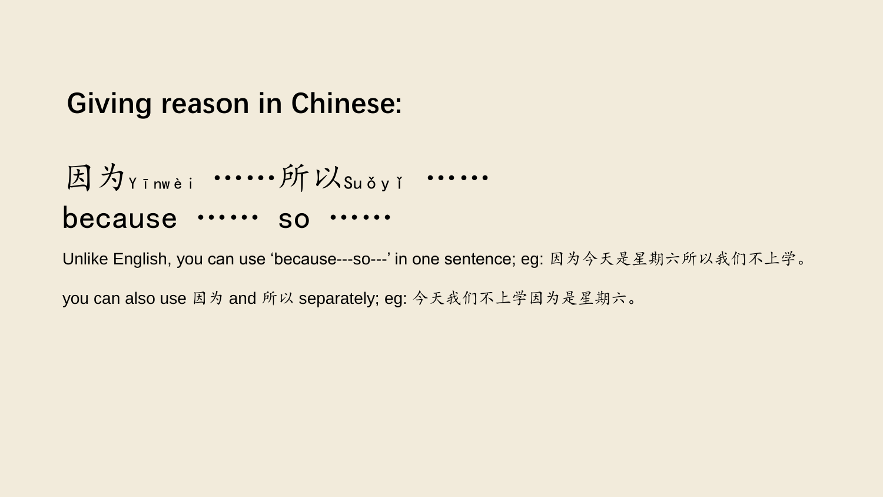# Giving reason in Chinese:

因为Yīnwèi ……所以Suǒyǐ ……

because …… so ……

Unlike English, you can use ‘because---so---’ in one sentence; eg: 因为今天是星期六所以我们不上学。

you can also use 因为 and 所以 separately; eg: 今天我们不上学因为是星期六。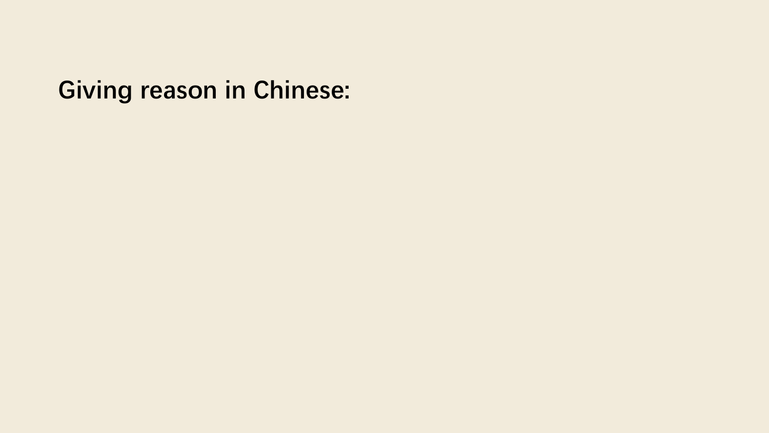**Giving reason in Chinese:**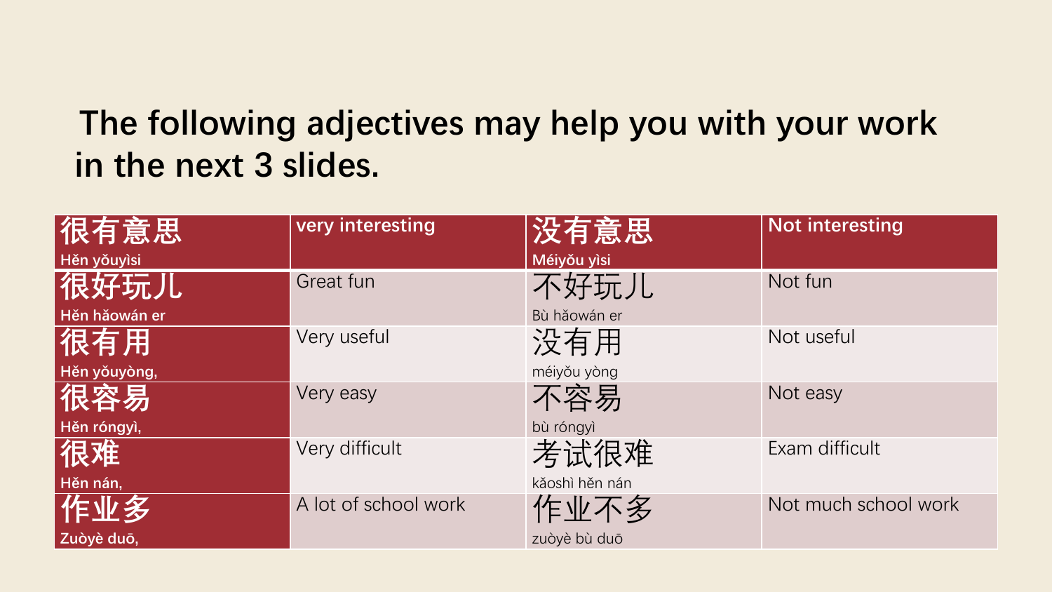## The following adjectives may help you with your work in the next 3 slides.

| 很有意思 Hěn yǒuyìsi | very interesting | 没有意思 Méiyǒu yìsi | Not interesting |
|---|---|---|---|
| 很好玩儿 Hěn hǎowán er | Great fun | 不好玩儿 Bù hǎowán er | Not fun |
| 很有用 Hěn yǒuyòng, | Very useful | 没有用 méiyǒu yòng | Not useful |
| 很容易 Hěn róngyì, | Very easy | 不容易 bù róngyì | Not easy |
| 很难 Hěn nán, | Very difficult | 考试很难 kǎoshì hěn nán | Exam difficult |
| 作业多 Zuòyè duō, | A lot of school work | 作业不多 zuòyè bù duō | Not much school work |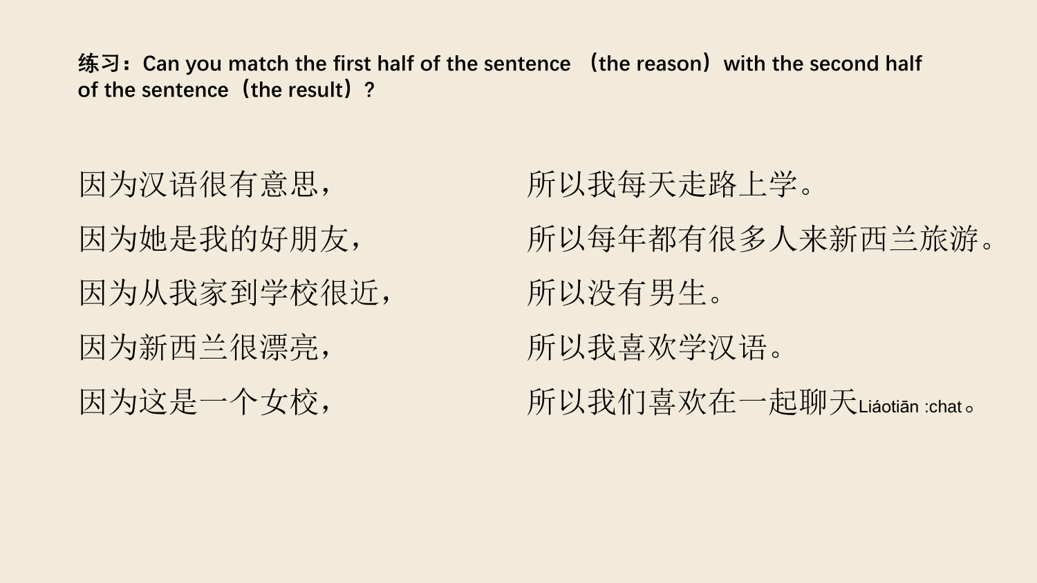**练习：Can you match the first half of the sentence （the reason）with the second half of the sentence（the result）?**

| | |
|---|---|
| 因为汉语很有意思， | 所以我每天走路上学。 |
| 因为她是我的好朋友， | 所以每年都有很多人来新西兰旅游。 |
| 因为从我家到学校很近， | 所以没有男生。 |
| 因为新西兰很漂亮， | 所以我喜欢学汉语。 |
| 因为这是一个女校， | 所以我们喜欢在一起聊天Liáotiān :chat。 |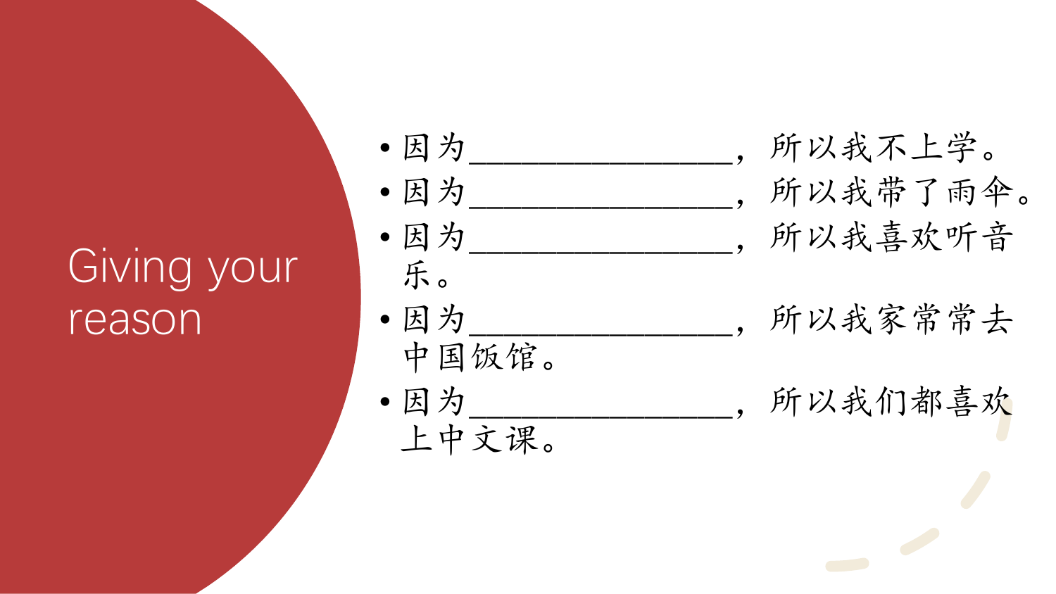# Giving your reason

- 因为_______________，所以我不上学。
- 因为_______________，所以我带了雨伞。
- 因为_______________，所以我喜欢听音乐。
- 因为_______________，所以我家常常去中国饭馆。
- 因为_______________，所以我们都喜欢上中文课。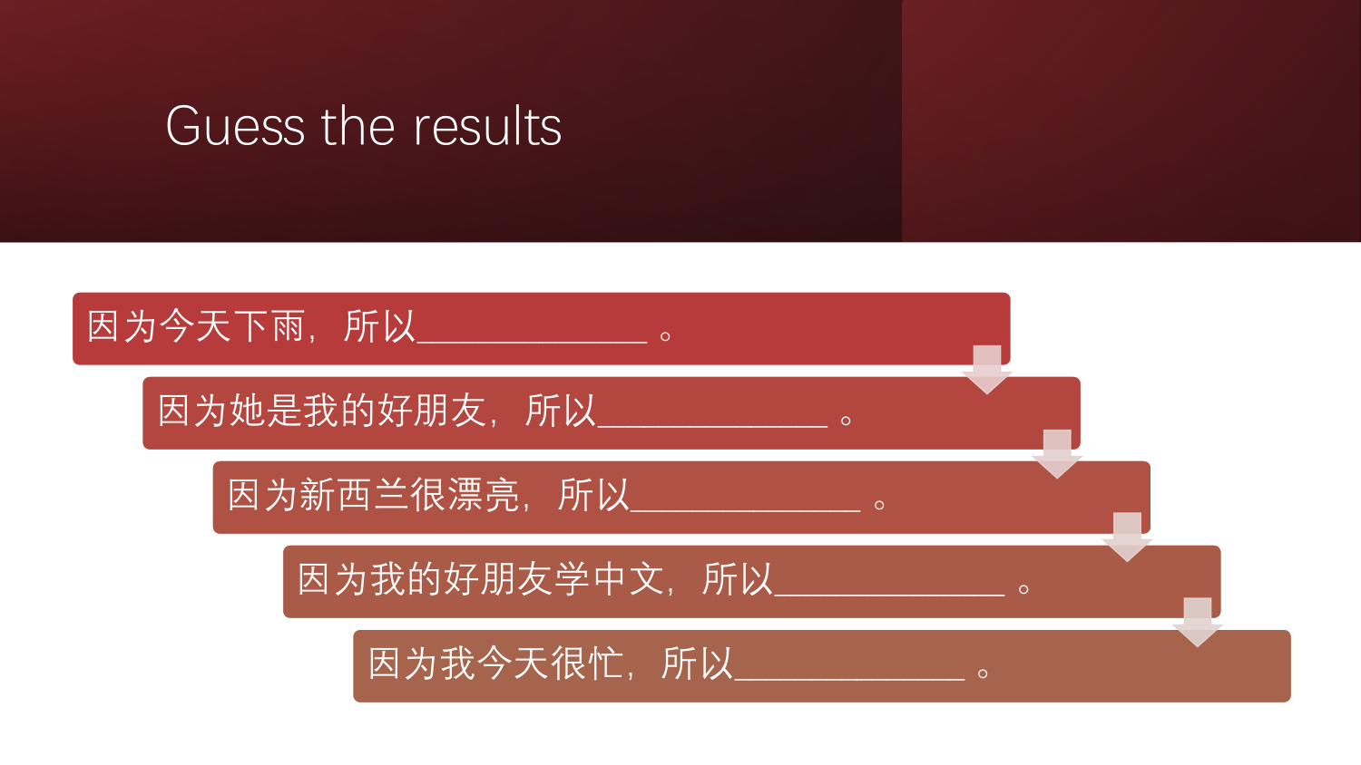# Guess the results

- 因为今天下雨，所以____________。
- 因为她是我的好朋友，所以____________。
- 因为新西兰很漂亮，所以____________。
- 因为我的好朋友学中文，所以____________。
- 因为我今天很忙，所以____________。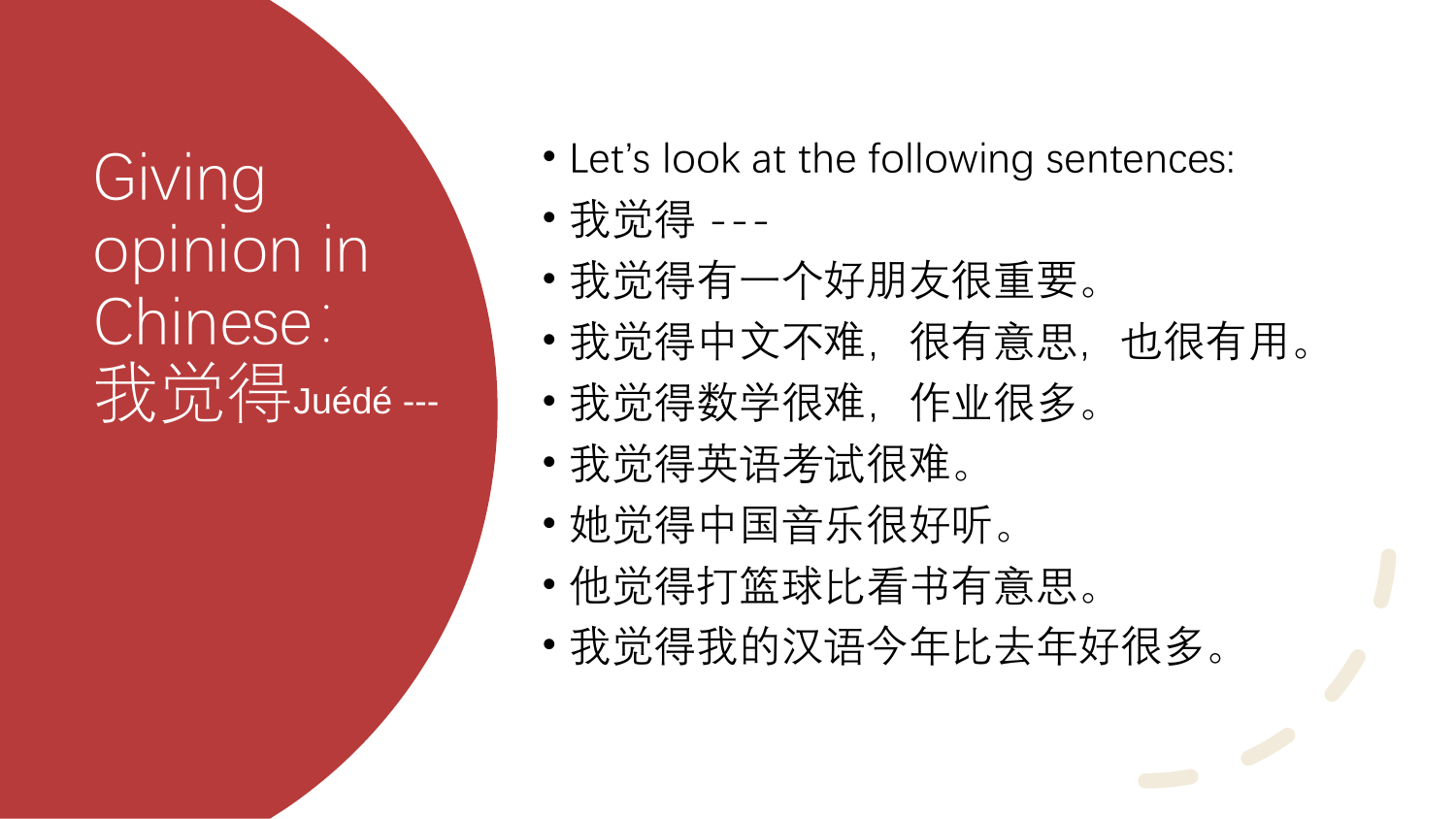# Giving opinion in Chinese：我觉得Juédé ---

- Let’s look at the following sentences:
- 我觉得 ---
- 我觉得有一个好朋友很重要。
- 我觉得中文不难，很有意思，也很有用。
- 我觉得数学很难，作业很多。
- 我觉得英语考试很难。
- 她觉得中国音乐很好听。
- 他觉得打篮球比看书有意思。
- 我觉得我的汉语今年比去年好很多。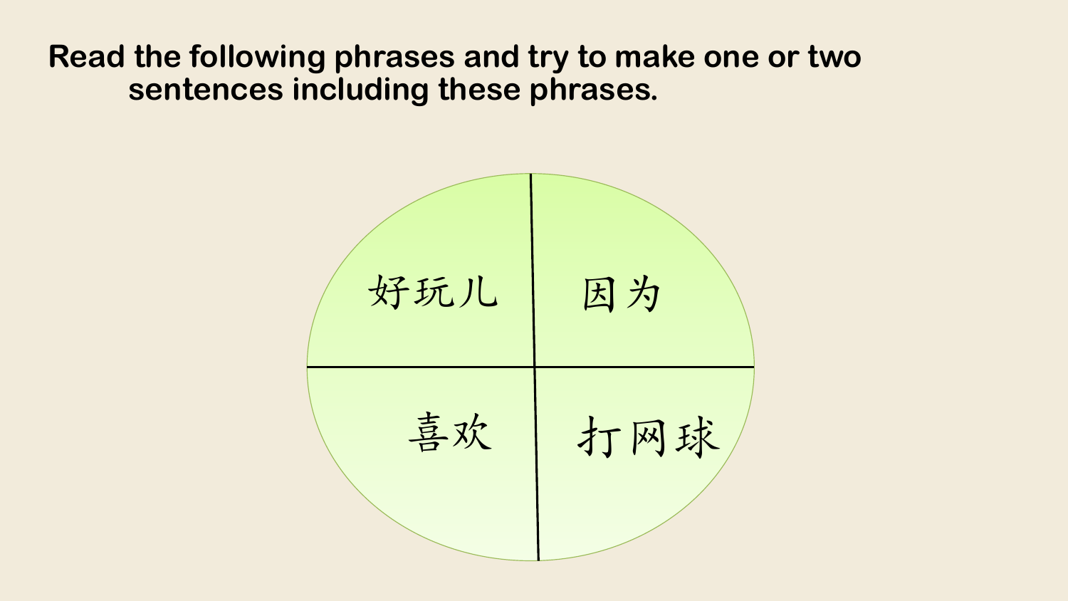**Read the following phrases and try to make one or two sentences including these phrases.**

好玩儿

因为

喜欢

打网球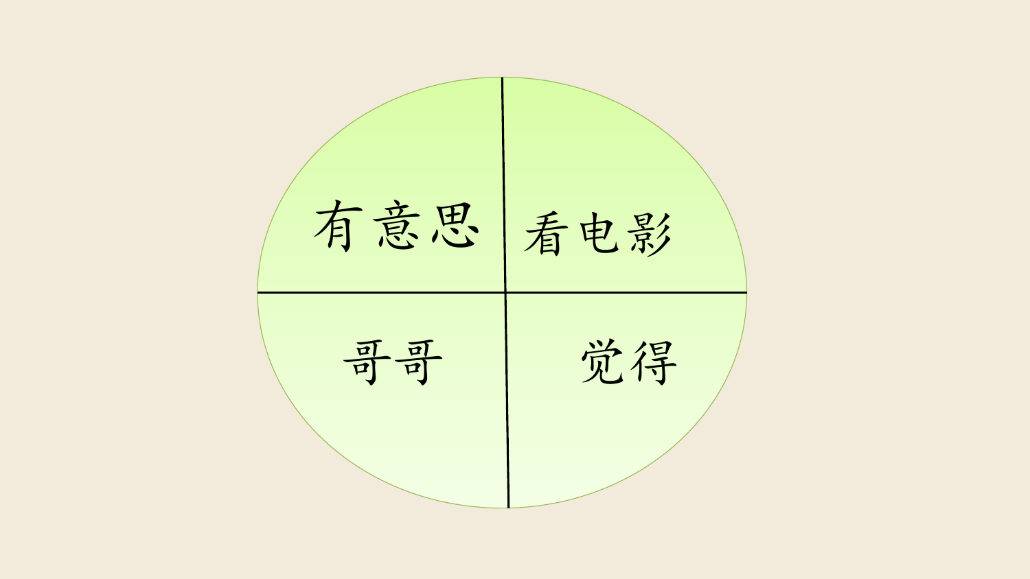有意思

看电影

哥哥

觉得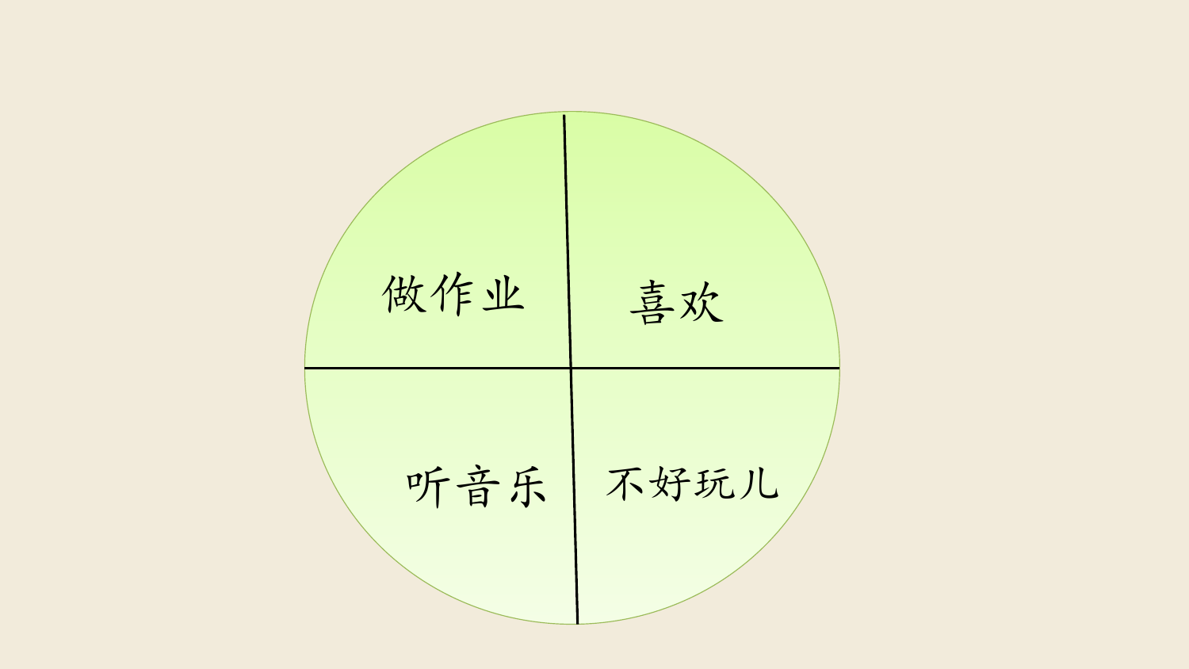做作业

喜欢

听音乐

不好玩儿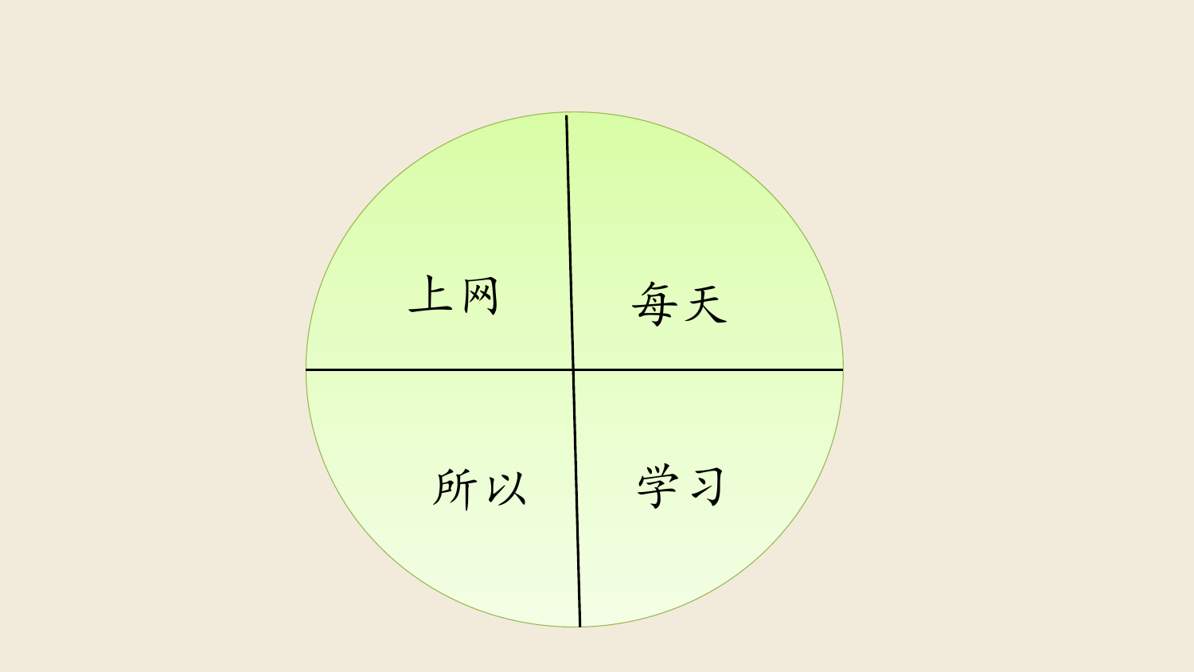上网

每天

所以

学习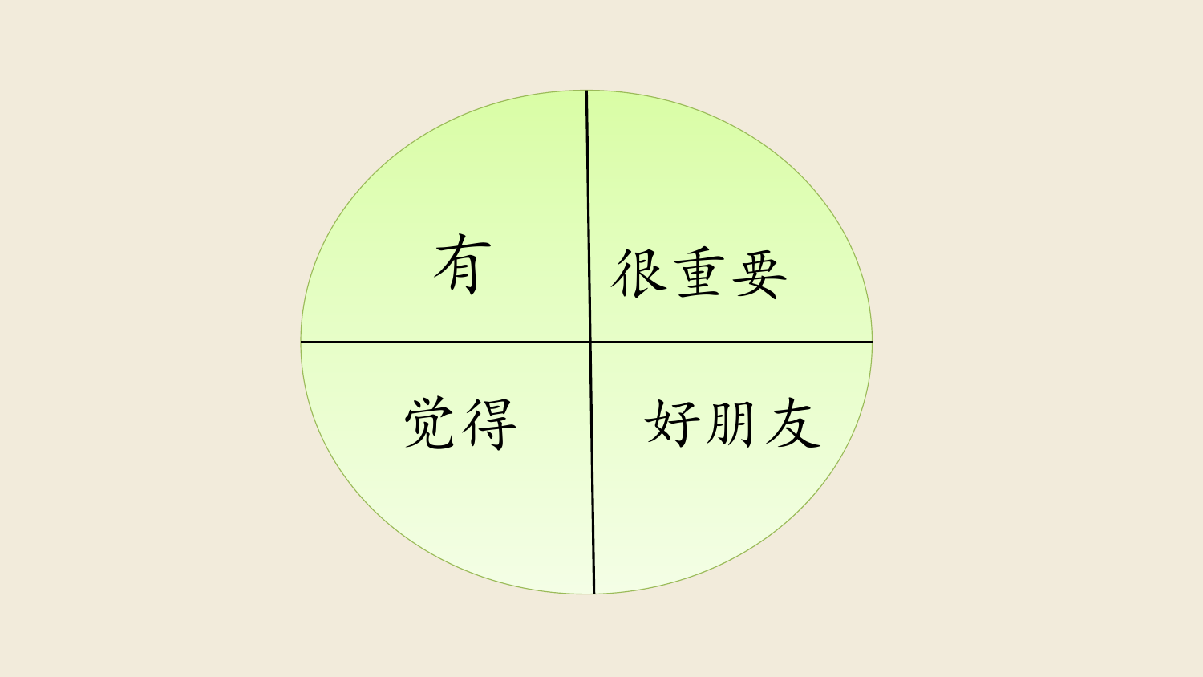| 有 | 很重要 |
| --- | --- |
| 觉得 | 好朋友 |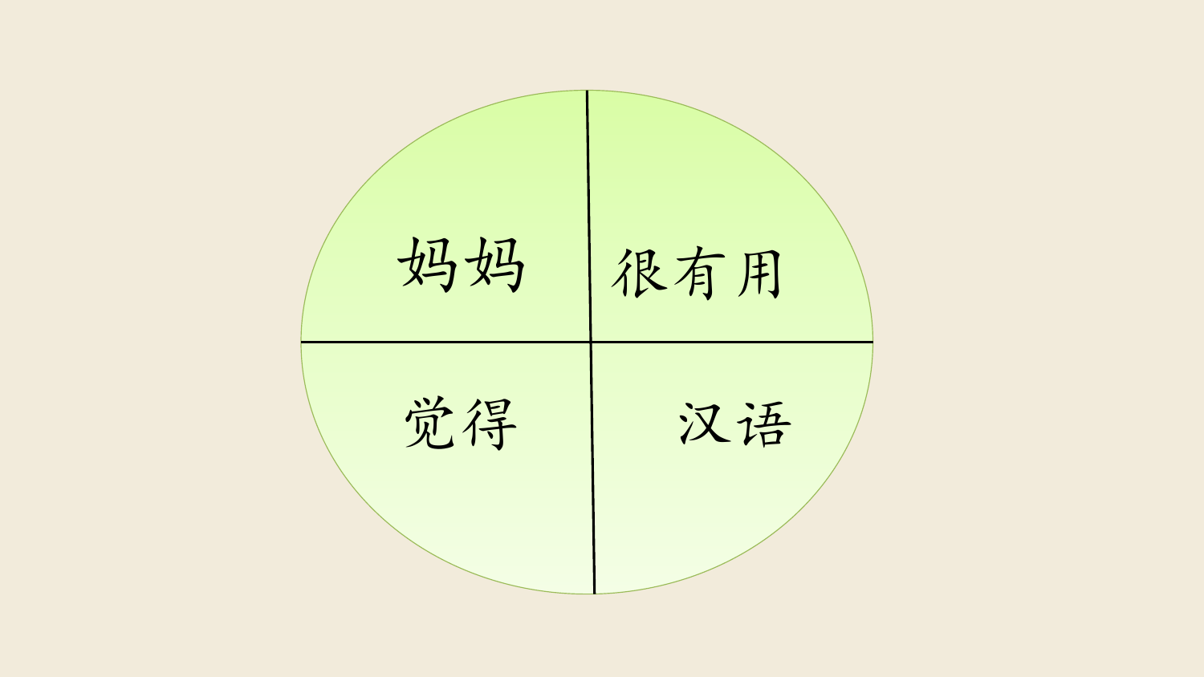| 妈妈 | 很有用 |
| --- | --- |
| 觉得 | 汉语 |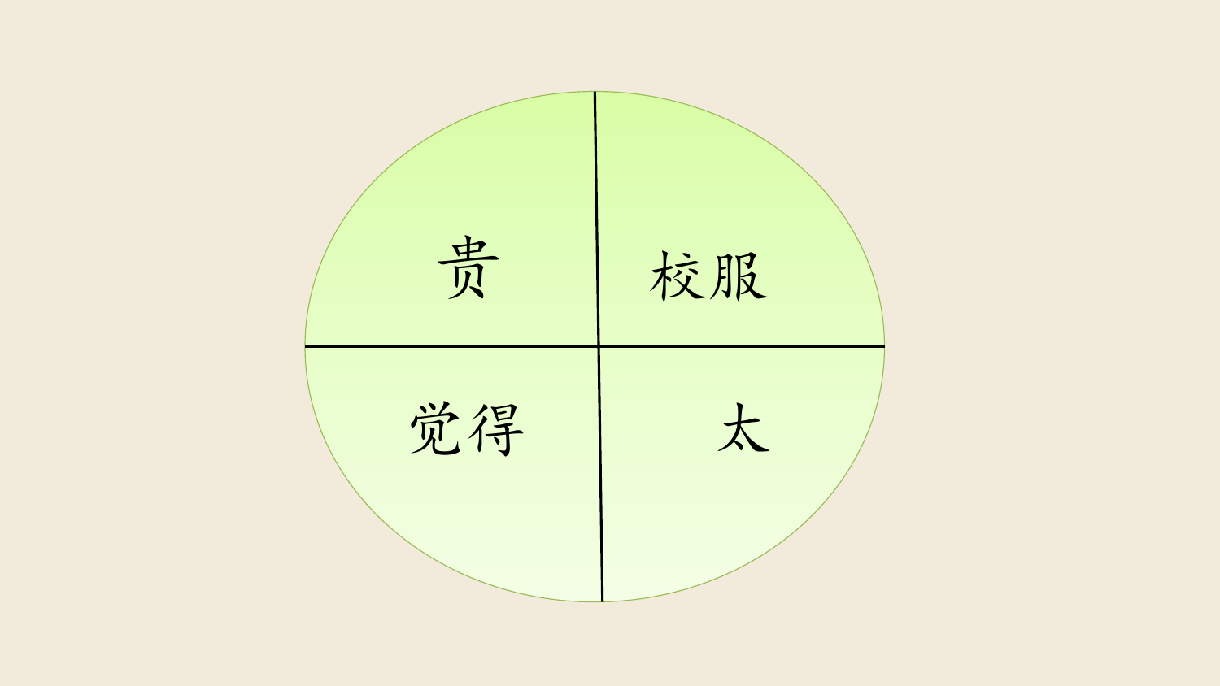| 贵 | 校服 |
| --- | --- |
| 觉得 | 太 |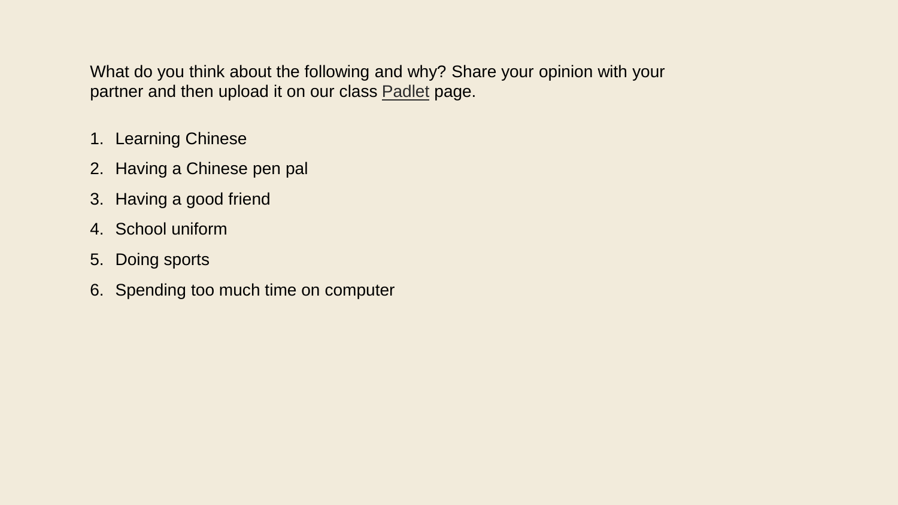What do you think about the following and why? Share your opinion with your partner and then upload it on our class Padlet page.

1. Learning Chinese
2. Having a Chinese pen pal
3. Having a good friend
4. School uniform
5. Doing sports
6. Spending too much time on computer